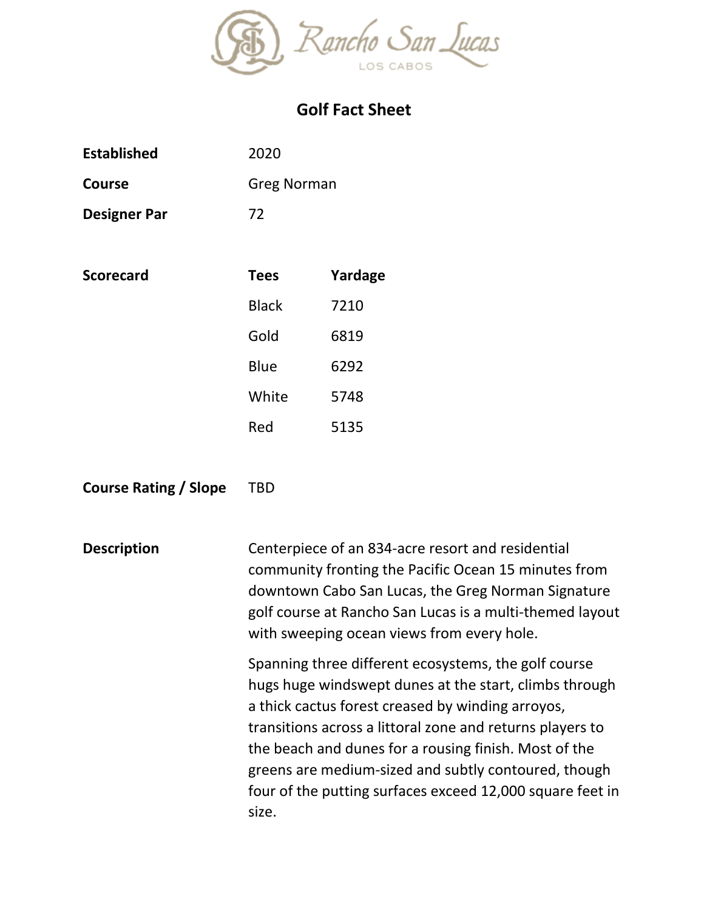# Rancho San Lucas

LOS CABOS

## Golf Fact Sheet

**Established** 2020

**Course** Greg Norman

**Designer Par** 72

**Scorecard**

| Tees | Yardage |
|---|---|
| Black | 7210 |
| Gold | 6819 |
| Blue | 6292 |
| White | 5748 |
| Red | 5135 |

**Course Rating / Slope** TBD

**Description**

Centerpiece of an 834-acre resort and residential community fronting the Pacific Ocean 15 minutes from downtown Cabo San Lucas, the Greg Norman Signature golf course at Rancho San Lucas is a multi-themed layout with sweeping ocean views from every hole.

Spanning three different ecosystems, the golf course hugs huge windswept dunes at the start, climbs through a thick cactus forest creased by winding arroyos, transitions across a littoral zone and returns players to the beach and dunes for a rousing finish. Most of the greens are medium-sized and subtly contoured, though four of the putting surfaces exceed 12,000 square feet in size.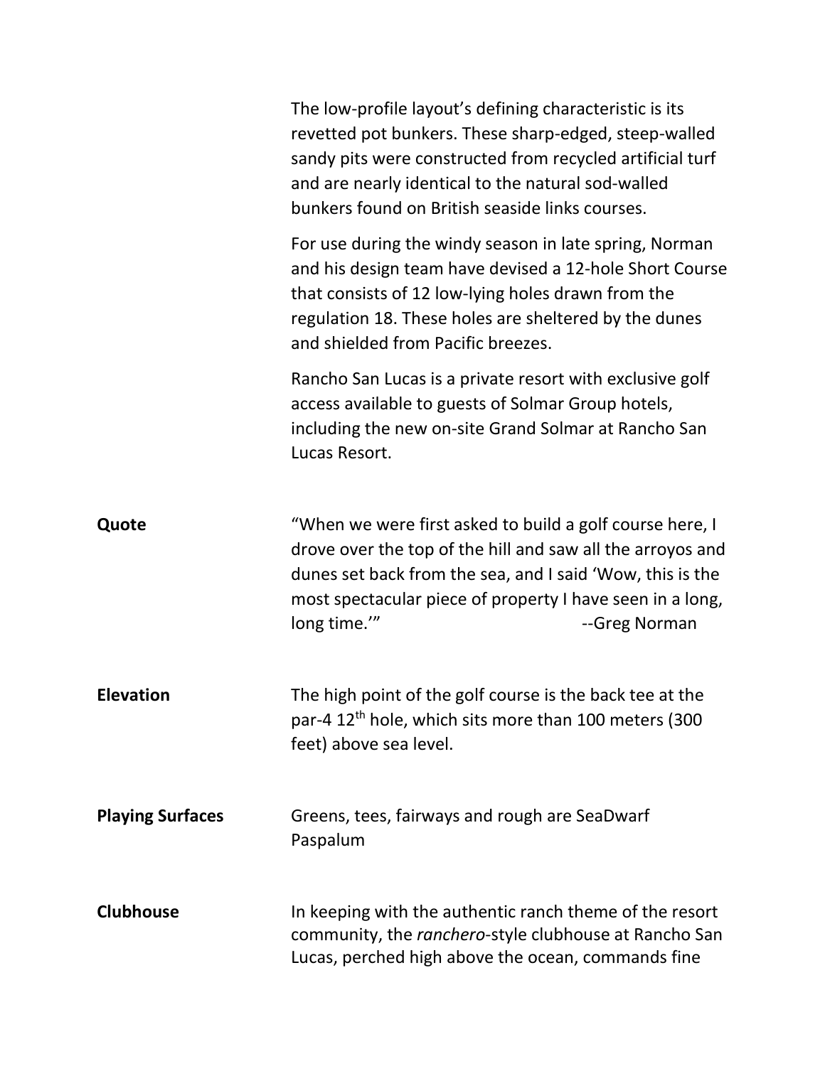The low-profile layout's defining characteristic is its revetted pot bunkers. These sharp-edged, steep-walled sandy pits were constructed from recycled artificial turf and are nearly identical to the natural sod-walled bunkers found on British seaside links courses.

For use during the windy season in late spring, Norman and his design team have devised a 12-hole Short Course that consists of 12 low-lying holes drawn from the regulation 18. These holes are sheltered by the dunes and shielded from Pacific breezes.

Rancho San Lucas is a private resort with exclusive golf access available to guests of Solmar Group hotels, including the new on-site Grand Solmar at Rancho San Lucas Resort.

**Quote**

"When we were first asked to build a golf course here, I drove over the top of the hill and saw all the arroyos and dunes set back from the sea, and I said 'Wow, this is the most spectacular piece of property I have seen in a long, long time.'" --Greg Norman

**Elevation**

The high point of the golf course is the back tee at the par-4 12th hole, which sits more than 100 meters (300 feet) above sea level.

**Playing Surfaces**

Greens, tees, fairways and rough are SeaDwarf Paspalum

**Clubhouse**

In keeping with the authentic ranch theme of the resort community, the *ranchero*-style clubhouse at Rancho San Lucas, perched high above the ocean, commands fine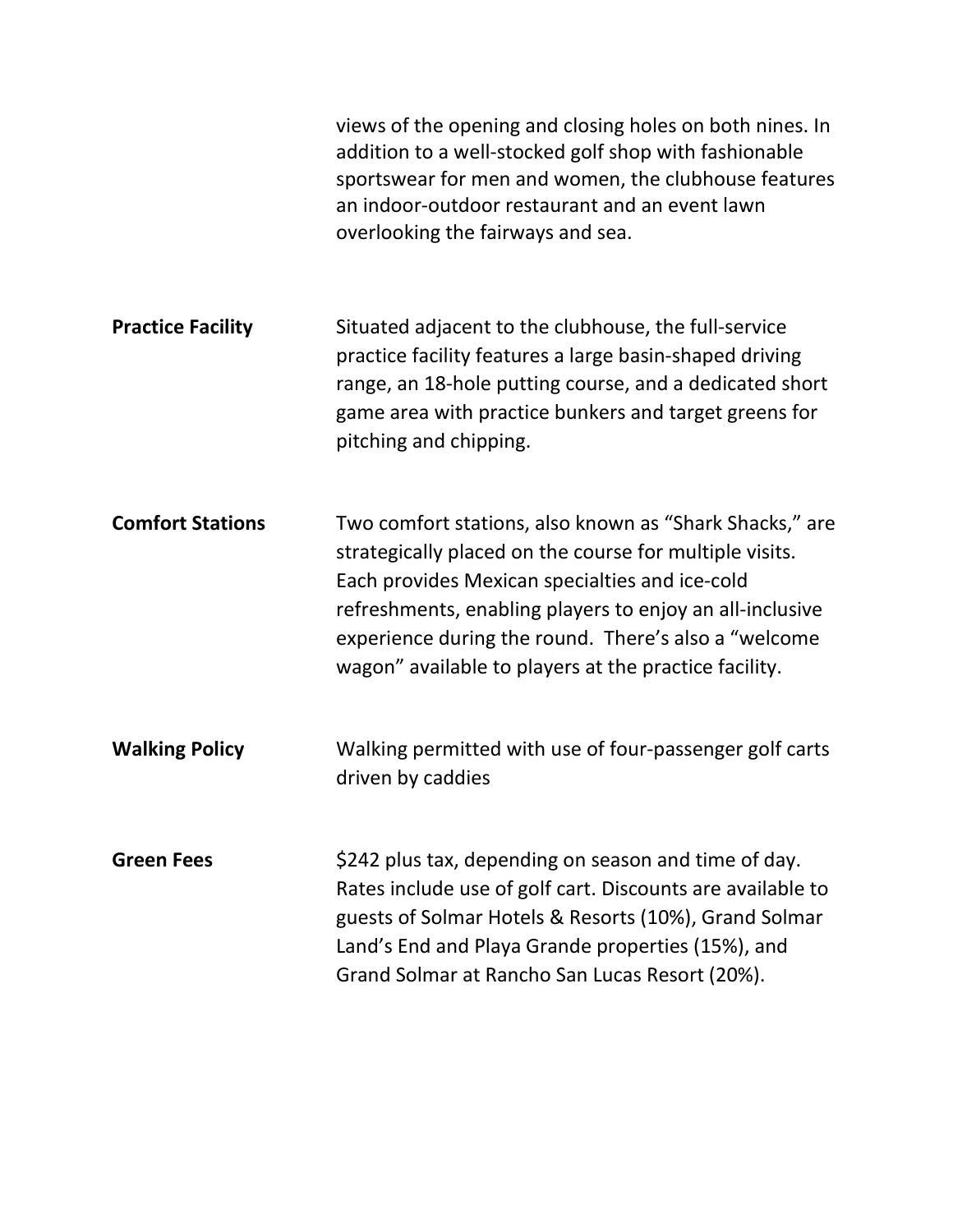views of the opening and closing holes on both nines. In addition to a well-stocked golf shop with fashionable sportswear for men and women, the clubhouse features an indoor-outdoor restaurant and an event lawn overlooking the fairways and sea.

**Practice Facility**

Situated adjacent to the clubhouse, the full-service practice facility features a large basin-shaped driving range, an 18-hole putting course, and a dedicated short game area with practice bunkers and target greens for pitching and chipping.

**Comfort Stations**

Two comfort stations, also known as "Shark Shacks," are strategically placed on the course for multiple visits. Each provides Mexican specialties and ice-cold refreshments, enabling players to enjoy an all-inclusive experience during the round. There's also a "welcome wagon" available to players at the practice facility.

**Walking Policy**

Walking permitted with use of four-passenger golf carts driven by caddies

**Green Fees**

$242 plus tax, depending on season and time of day. Rates include use of golf cart. Discounts are available to guests of Solmar Hotels & Resorts (10%), Grand Solmar Land's End and Playa Grande properties (15%), and Grand Solmar at Rancho San Lucas Resort (20%).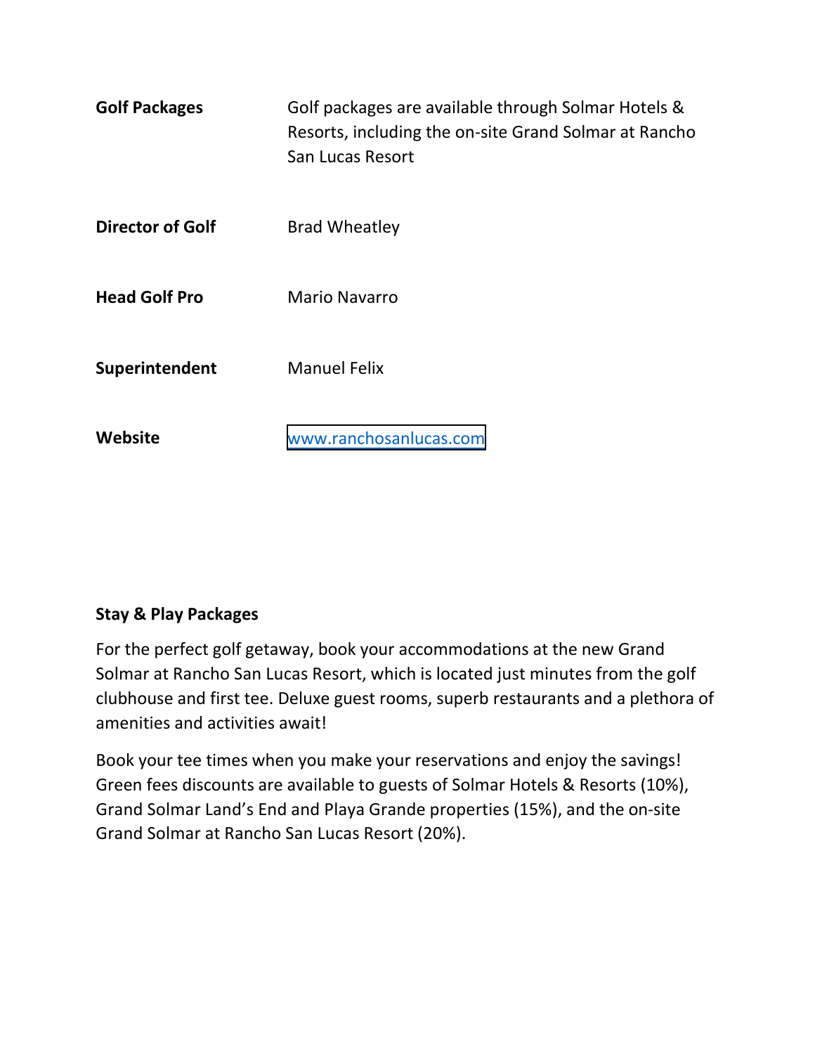| | |
|---|---|
| **Golf Packages** | Golf packages are available through Solmar Hotels & Resorts, including the on-site Grand Solmar at Rancho San Lucas Resort |
| **Director of Golf** | Brad Wheatley |
| **Head Golf Pro** | Mario Navarro |
| **Superintendent** | Manuel Felix |
| **Website** | www.ranchosanlucas.com |

**Stay & Play Packages**

For the perfect golf getaway, book your accommodations at the new Grand Solmar at Rancho San Lucas Resort, which is located just minutes from the golf clubhouse and first tee. Deluxe guest rooms, superb restaurants and a plethora of amenities and activities await!

Book your tee times when you make your reservations and enjoy the savings! Green fees discounts are available to guests of Solmar Hotels & Resorts (10%), Grand Solmar Land's End and Playa Grande properties (15%), and the on-site Grand Solmar at Rancho San Lucas Resort (20%).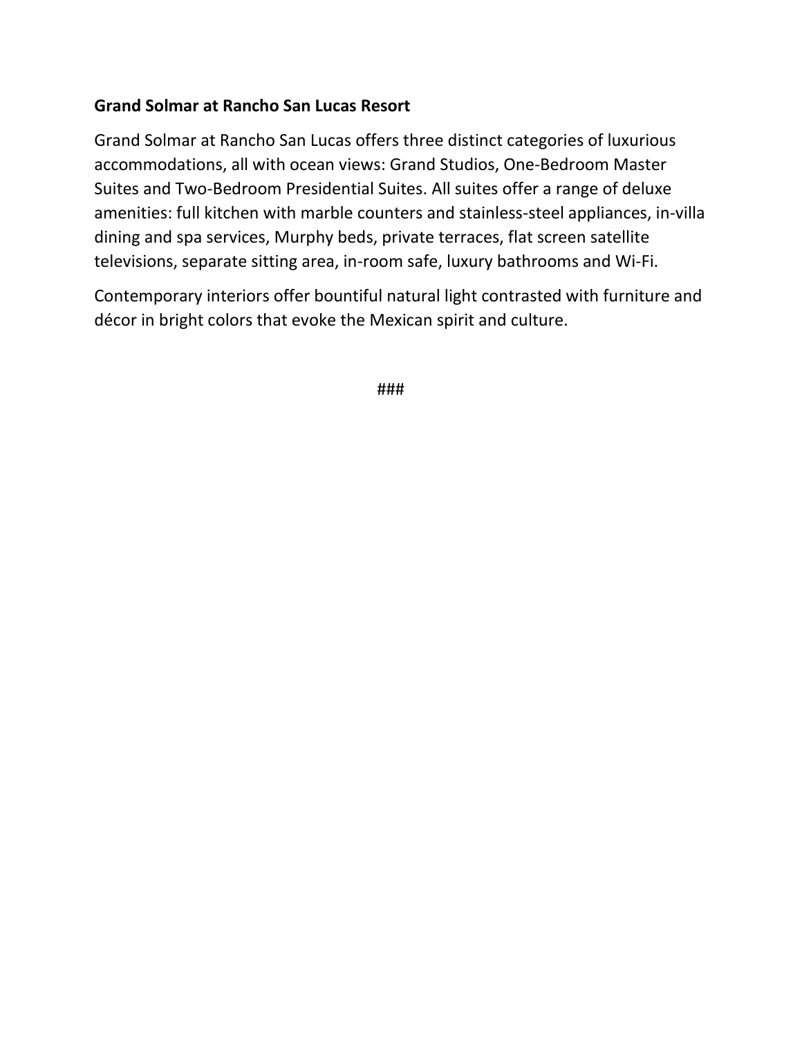**Grand Solmar at Rancho San Lucas Resort**

Grand Solmar at Rancho San Lucas offers three distinct categories of luxurious accommodations, all with ocean views: Grand Studios, One-Bedroom Master Suites and Two-Bedroom Presidential Suites. All suites offer a range of deluxe amenities: full kitchen with marble counters and stainless-steel appliances, in-villa dining and spa services, Murphy beds, private terraces, flat screen satellite televisions, separate sitting area, in-room safe, luxury bathrooms and Wi-Fi.

Contemporary interiors offer bountiful natural light contrasted with furniture and décor in bright colors that evoke the Mexican spirit and culture.

###